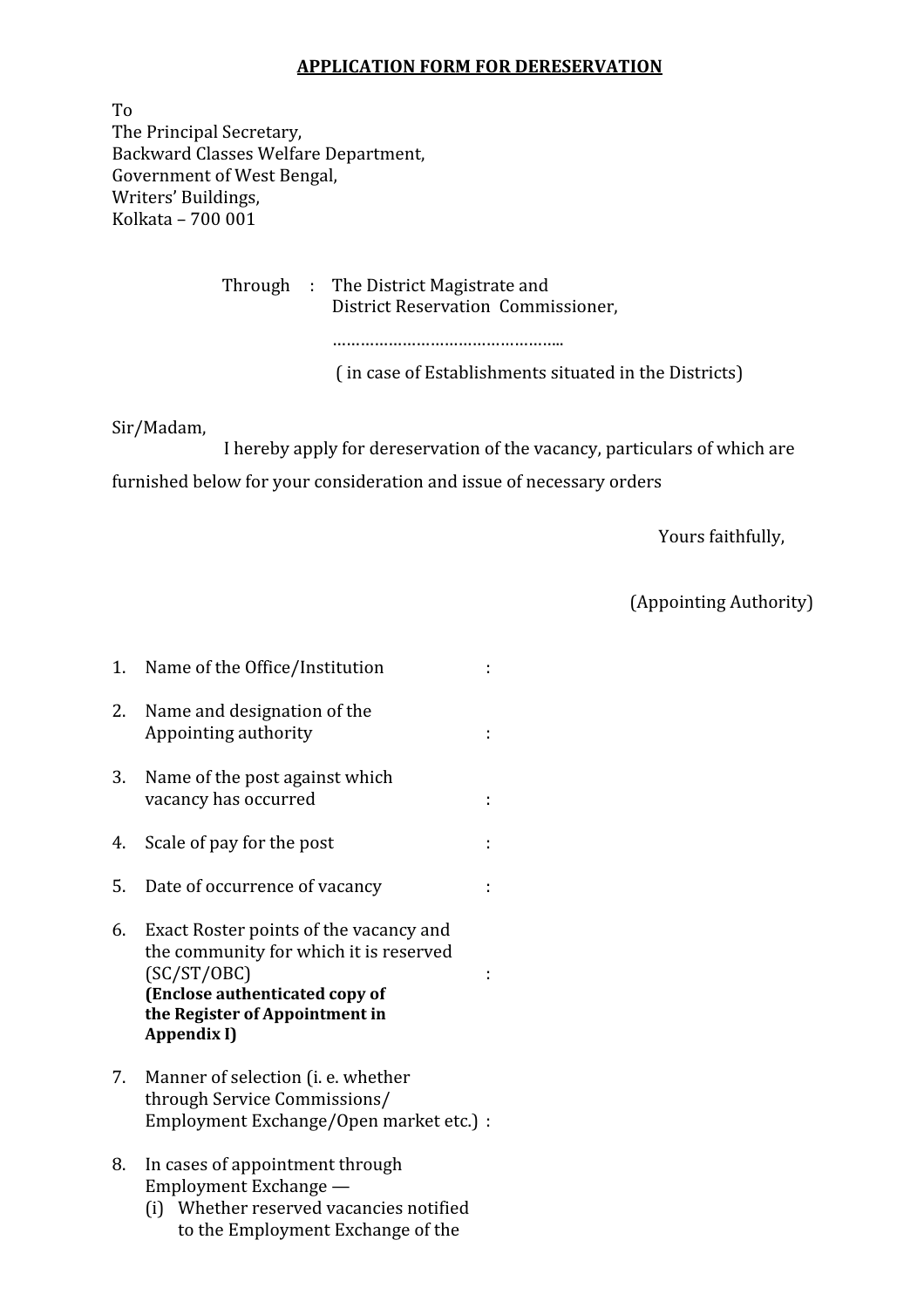## APPLICATION FORM FOR DERESERVATION

To
The Principal Secretary,
Backward Classes Welfare Department,
Government of West Bengal,
Writers' Buildings,
Kolkata – 700 001

Through : The District Magistrate and
District Reservation Commissioner,

…………………………………………..

( in case of Establishments situated in the Districts)

Sir/Madam,

I hereby apply for dereservation of the vacancy, particulars of which are furnished below for your consideration and issue of necessary orders

Yours faithfully,

(Appointing Authority)

1. Name of the Office/Institution :

2. Name and designation of the Appointing authority :

3. Name of the post against which vacancy has occurred :

4. Scale of pay for the post :

5. Date of occurrence of vacancy :

6. Exact Roster points of the vacancy and the community for which it is reserved (SC/ST/OBC) :
   **(Enclose authenticated copy of the Register of Appointment in Appendix I)**

7. Manner of selection (i. e. whether through Service Commissions/ Employment Exchange/Open market etc.) :

8. In cases of appointment through Employment Exchange —
   (i) Whether reserved vacancies notified to the Employment Exchange of the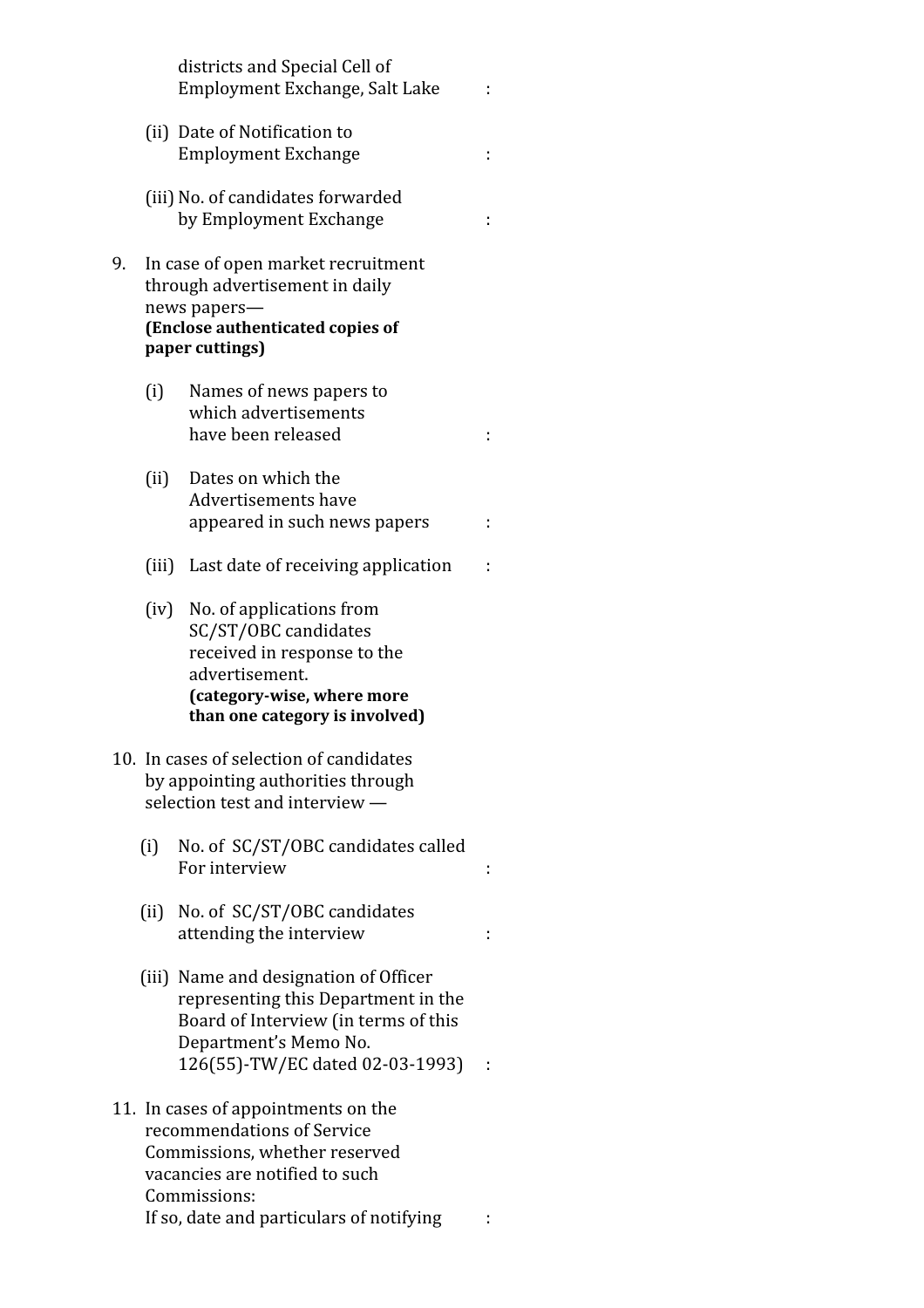districts and Special Cell of Employment Exchange, Salt Lake :

(ii) Date of Notification to Employment Exchange :

(iii) No. of candidates forwarded by Employment Exchange :

9. In case of open market recruitment through advertisement in daily news papers—
**(Enclose authenticated copies of paper cuttings)**

   (i) Names of news papers to which advertisements have been released :

   (ii) Dates on which the Advertisements have appeared in such news papers :

   (iii) Last date of receiving application :

   (iv) No. of applications from SC/ST/OBC candidates received in response to the advertisement.
   **(category-wise, where more than one category is involved)**

10. In cases of selection of candidates by appointing authorities through selection test and interview —

   (i) No. of SC/ST/OBC candidates called For interview :

   (ii) No. of SC/ST/OBC candidates attending the interview :

   (iii) Name and designation of Officer representing this Department in the Board of Interview (in terms of this Department's Memo No. 126(55)-TW/EC dated 02-03-1993) :

11. In cases of appointments on the recommendations of Service Commissions, whether reserved vacancies are notified to such Commissions:
If so, date and particulars of notifying :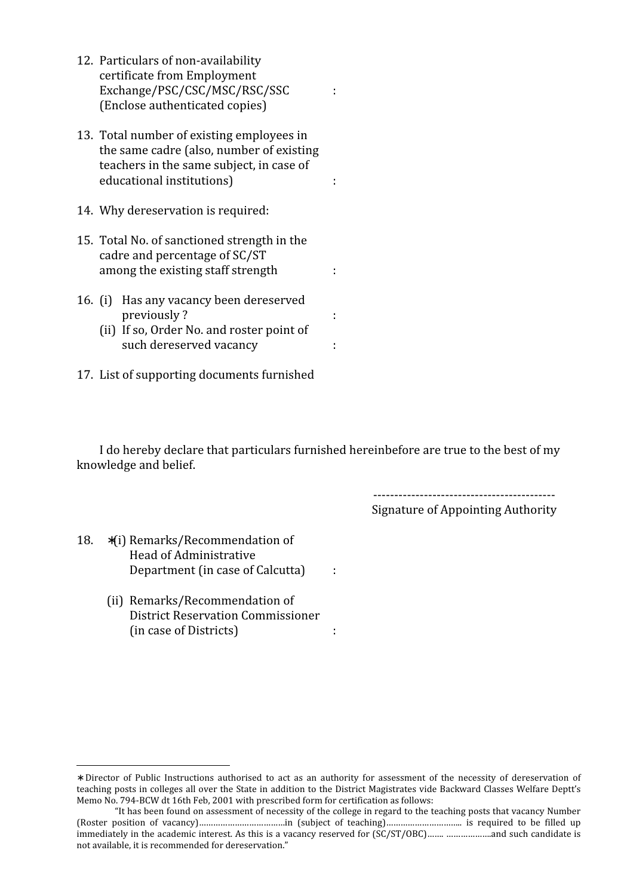12. Particulars of non-availability certificate from Employment Exchange/PSC/CSC/MSC/RSC/SSC (Enclose authenticated copies) :

13. Total number of existing employees in the same cadre (also, number of existing teachers in the same subject, in case of educational institutions) :

14. Why dereservation is required:

15. Total No. of sanctioned strength in the cadre and percentage of SC/ST among the existing staff strength :

16. (i) Has any vacancy been dereserved previously ? :
    (ii) If so, Order No. and roster point of such dereserved vacancy :

17. List of supporting documents furnished

I do hereby declare that particulars furnished hereinbefore are true to the best of my knowledge and belief.

-------------------------------------------
Signature of Appointing Authority

18. ∗(i) Remarks/Recommendation of Head of Administrative Department (in case of Calcutta) :

    (ii) Remarks/Recommendation of District Reservation Commissioner (in case of Districts) :

---

∗ Director of Public Instructions authorised to act as an authority for assessment of the necessity of dereservation of teaching posts in colleges all over the State in addition to the District Magistrates vide Backward Classes Welfare Deptt's Memo No. 794-BCW dt 16th Feb, 2001 with prescribed form for certification as follows:

"It has been found on assessment of necessity of the college in regard to the teaching posts that vacancy Number (Roster position of vacancy)………………………………in (subject of teaching)………………………….. is required to be filled up immediately in the academic interest. As this is a vacancy reserved for (SC/ST/OBC)……. ……………..and such candidate is not available, it is recommended for dereservation."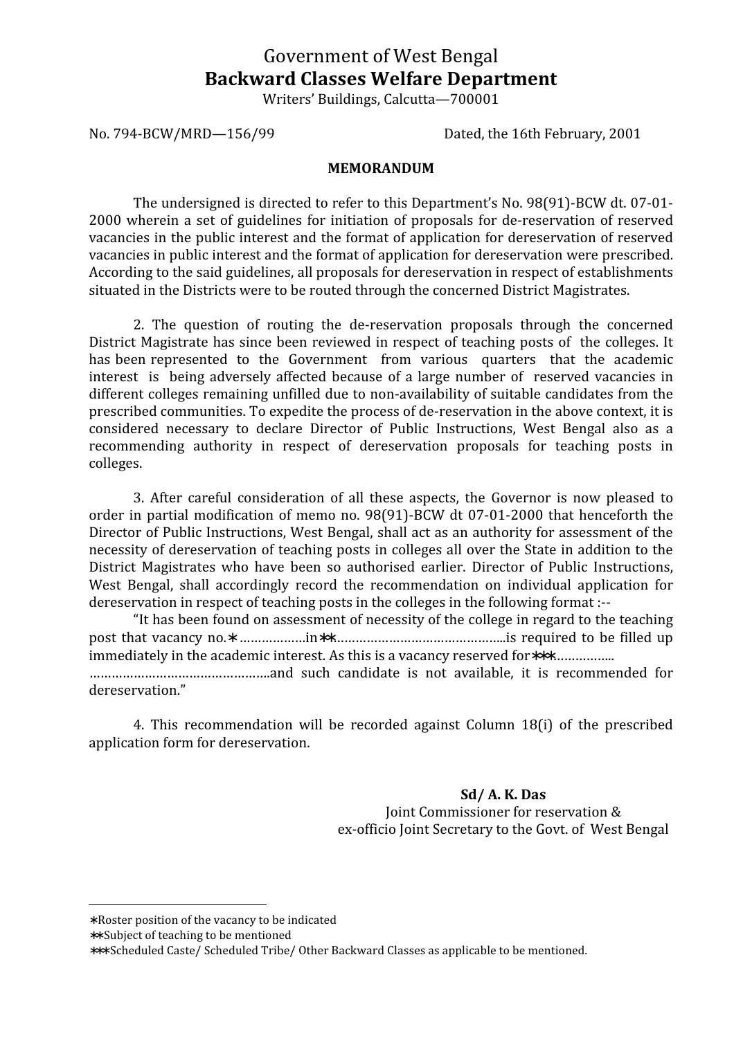# Government of West Bengal
## Backward Classes Welfare Department

Writers' Buildings, Calcutta—700001

No. 794-BCW/MRD—156/99 Dated, the 16th February, 2001

**MEMORANDUM**

The undersigned is directed to refer to this Department's No. 98(91)-BCW dt. 07-01-2000 wherein a set of guidelines for initiation of proposals for de-reservation of reserved vacancies in the public interest and the format of application for dereservation of reserved vacancies in public interest and the format of application for dereservation were prescribed. According to the said guidelines, all proposals for dereservation in respect of establishments situated in the Districts were to be routed through the concerned District Magistrates.

2. The question of routing the de-reservation proposals through the concerned District Magistrate has since been reviewed in respect of teaching posts of the colleges. It has been represented to the Government from various quarters that the academic interest is being adversely affected because of a large number of reserved vacancies in different colleges remaining unfilled due to non-availability of suitable candidates from the prescribed communities. To expedite the process of de-reservation in the above context, it is considered necessary to declare Director of Public Instructions, West Bengal also as a recommending authority in respect of dereservation proposals for teaching posts in colleges.

3. After careful consideration of all these aspects, the Governor is now pleased to order in partial modification of memo no. 98(91)-BCW dt 07-01-2000 that henceforth the Director of Public Instructions, West Bengal, shall act as an authority for assessment of the necessity of dereservation of teaching posts in colleges all over the State in addition to the District Magistrates who have been so authorised earlier. Director of Public Instructions, West Bengal, shall accordingly record the recommendation on individual application for dereservation in respect of teaching posts in the colleges in the following format :--

"It has been found on assessment of necessity of the college in regard to the teaching post that vacancy no.* ………………in**……………………………………..is required to be filled up immediately in the academic interest. As this is a vacancy reserved for***…………….. …………………………………………..and such candidate is not available, it is recommended for dereservation."

4. This recommendation will be recorded against Column 18(i) of the prescribed application form for dereservation.

**Sd/ A. K. Das**
Joint Commissioner for reservation &
ex-officio Joint Secretary to the Govt. of West Bengal

---

*Roster position of the vacancy to be indicated
**Subject of teaching to be mentioned
***Scheduled Caste/ Scheduled Tribe/ Other Backward Classes as applicable to be mentioned.